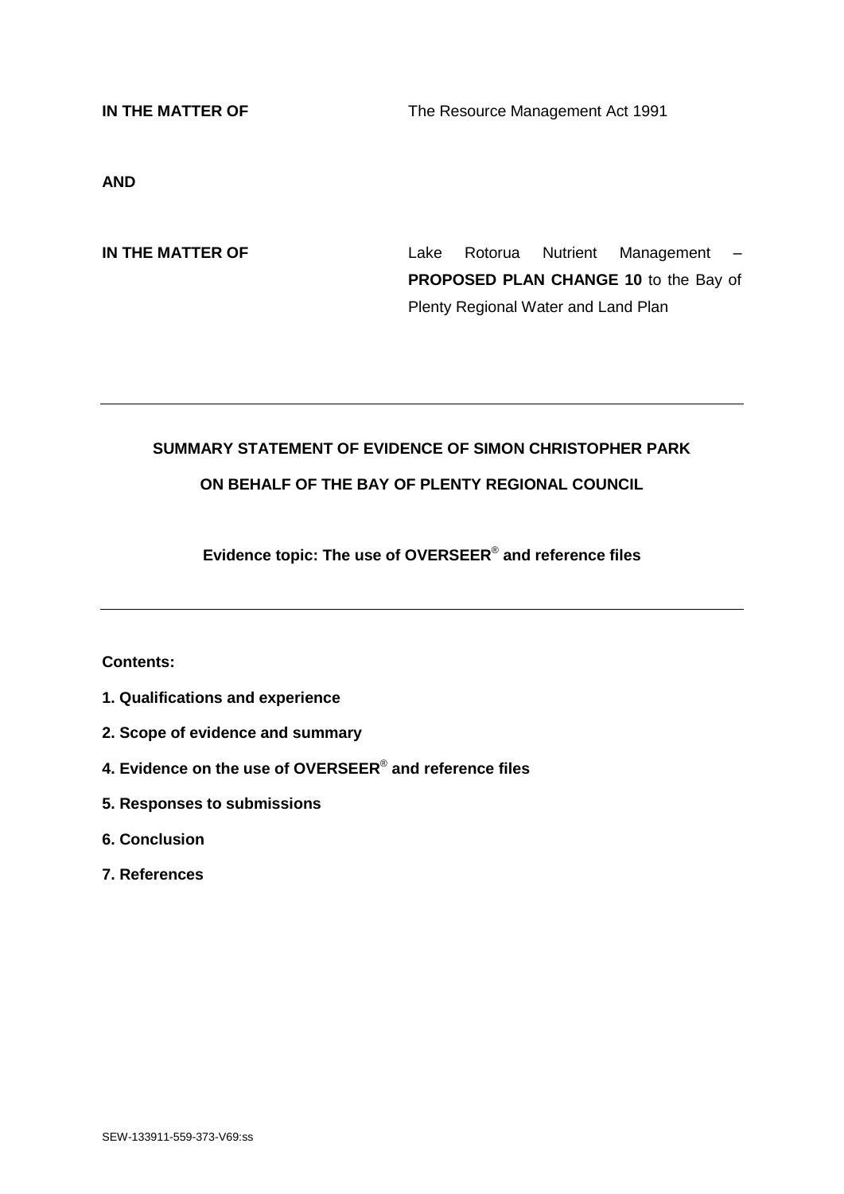**IN THE MATTER OF** The Resource Management Act 1991

**AND**

**IN THE MATTER OF** Lake Rotorua Nutrient Management – **PROPOSED PLAN CHANGE 10** to the Bay of Plenty Regional Water and Land Plan

---

**SUMMARY STATEMENT OF EVIDENCE OF SIMON CHRISTOPHER PARK**

**ON BEHALF OF THE BAY OF PLENTY REGIONAL COUNCIL**

**Evidence topic: The use of OVERSEER® and reference files**

---

**Contents:**

**1. Qualifications and experience**

**2. Scope of evidence and summary**

**4. Evidence on the use of OVERSEER® and reference files**

**5. Responses to submissions**

**6. Conclusion**

**7. References**

SEW-133911-559-373-V69:ss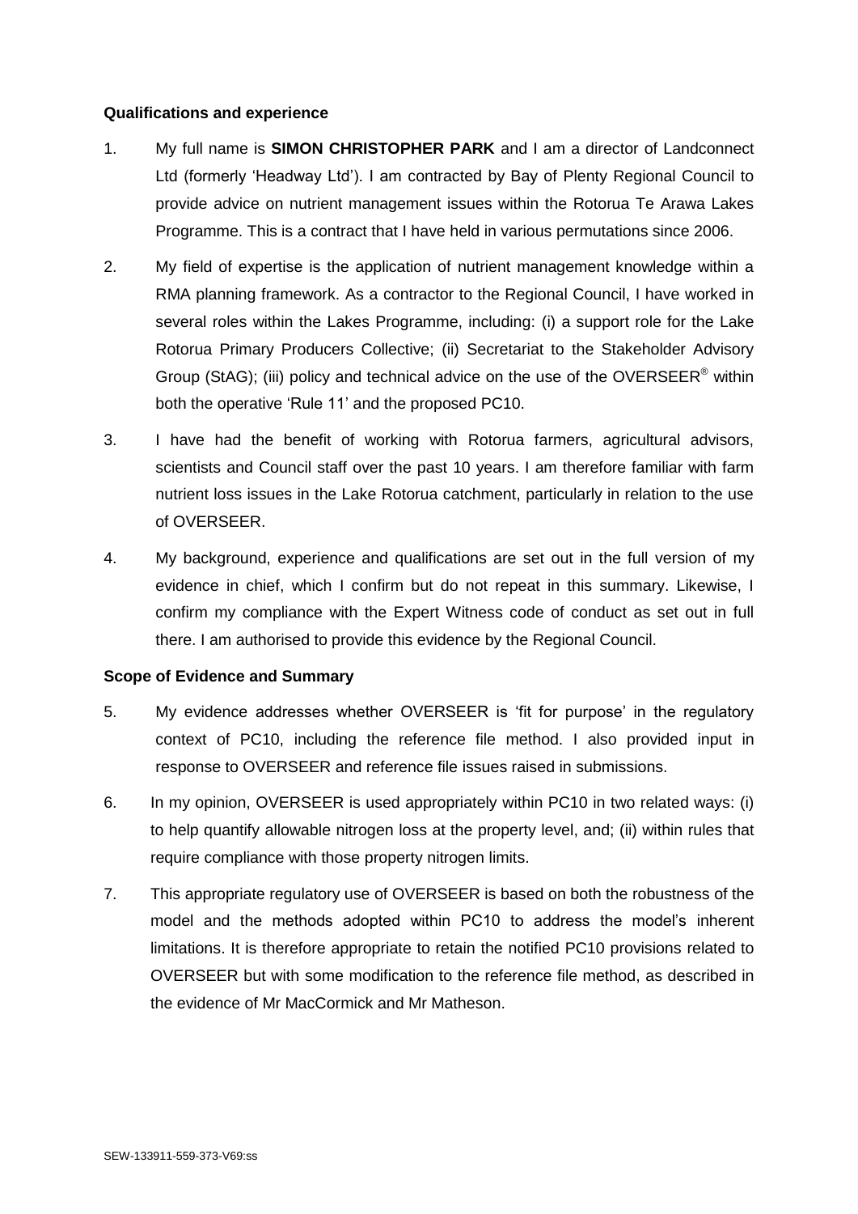**Qualifications and experience**

1. My full name is **SIMON CHRISTOPHER PARK** and I am a director of Landconnect Ltd (formerly 'Headway Ltd'). I am contracted by Bay of Plenty Regional Council to provide advice on nutrient management issues within the Rotorua Te Arawa Lakes Programme. This is a contract that I have held in various permutations since 2006.

2. My field of expertise is the application of nutrient management knowledge within a RMA planning framework. As a contractor to the Regional Council, I have worked in several roles within the Lakes Programme, including: (i) a support role for the Lake Rotorua Primary Producers Collective; (ii) Secretariat to the Stakeholder Advisory Group (StAG); (iii) policy and technical advice on the use of the OVERSEER® within both the operative 'Rule 11' and the proposed PC10.

3. I have had the benefit of working with Rotorua farmers, agricultural advisors, scientists and Council staff over the past 10 years. I am therefore familiar with farm nutrient loss issues in the Lake Rotorua catchment, particularly in relation to the use of OVERSEER.

4. My background, experience and qualifications are set out in the full version of my evidence in chief, which I confirm but do not repeat in this summary. Likewise, I confirm my compliance with the Expert Witness code of conduct as set out in full there. I am authorised to provide this evidence by the Regional Council.

**Scope of Evidence and Summary**

5. My evidence addresses whether OVERSEER is 'fit for purpose' in the regulatory context of PC10, including the reference file method. I also provided input in response to OVERSEER and reference file issues raised in submissions.

6. In my opinion, OVERSEER is used appropriately within PC10 in two related ways: (i) to help quantify allowable nitrogen loss at the property level, and; (ii) within rules that require compliance with those property nitrogen limits.

7. This appropriate regulatory use of OVERSEER is based on both the robustness of the model and the methods adopted within PC10 to address the model's inherent limitations. It is therefore appropriate to retain the notified PC10 provisions related to OVERSEER but with some modification to the reference file method, as described in the evidence of Mr MacCormick and Mr Matheson.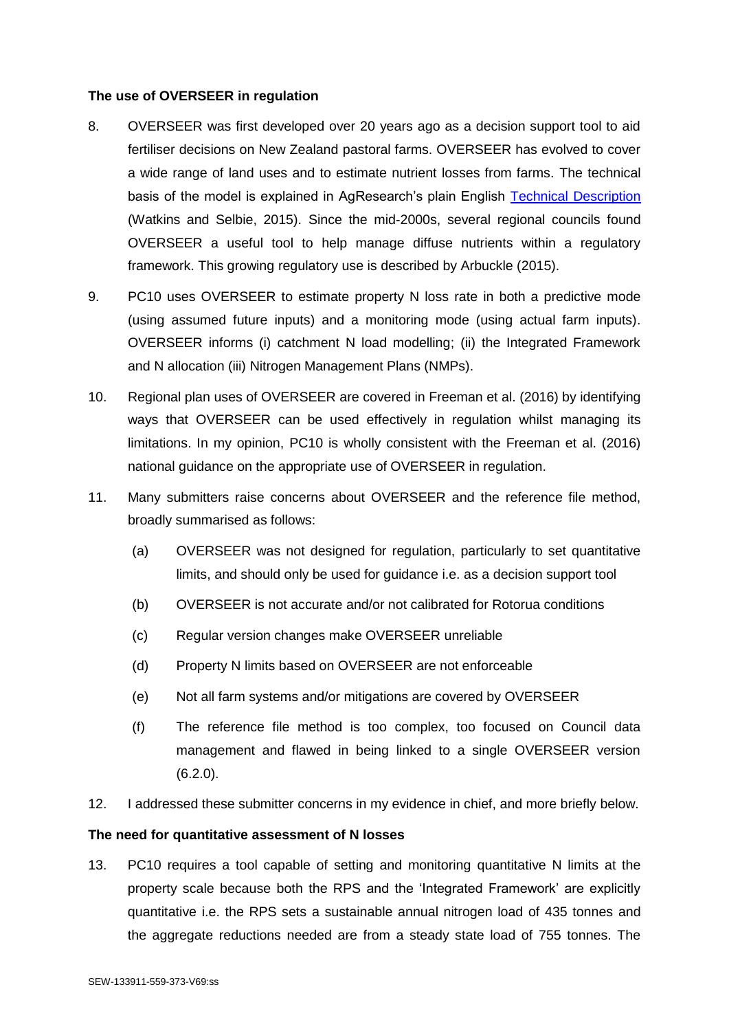**The use of OVERSEER in regulation**

8. OVERSEER was first developed over 20 years ago as a decision support tool to aid fertiliser decisions on New Zealand pastoral farms. OVERSEER has evolved to cover a wide range of land uses and to estimate nutrient losses from farms. The technical basis of the model is explained in AgResearch's plain English Technical Description (Watkins and Selbie, 2015). Since the mid-2000s, several regional councils found OVERSEER a useful tool to help manage diffuse nutrients within a regulatory framework. This growing regulatory use is described by Arbuckle (2015).

9. PC10 uses OVERSEER to estimate property N loss rate in both a predictive mode (using assumed future inputs) and a monitoring mode (using actual farm inputs). OVERSEER informs (i) catchment N load modelling; (ii) the Integrated Framework and N allocation (iii) Nitrogen Management Plans (NMPs).

10. Regional plan uses of OVERSEER are covered in Freeman et al. (2016) by identifying ways that OVERSEER can be used effectively in regulation whilst managing its limitations. In my opinion, PC10 is wholly consistent with the Freeman et al. (2016) national guidance on the appropriate use of OVERSEER in regulation.

11. Many submitters raise concerns about OVERSEER and the reference file method, broadly summarised as follows:

    (a) OVERSEER was not designed for regulation, particularly to set quantitative limits, and should only be used for guidance i.e. as a decision support tool

    (b) OVERSEER is not accurate and/or not calibrated for Rotorua conditions

    (c) Regular version changes make OVERSEER unreliable

    (d) Property N limits based on OVERSEER are not enforceable

    (e) Not all farm systems and/or mitigations are covered by OVERSEER

    (f) The reference file method is too complex, too focused on Council data management and flawed in being linked to a single OVERSEER version (6.2.0).

12. I addressed these submitter concerns in my evidence in chief, and more briefly below.

**The need for quantitative assessment of N losses**

13. PC10 requires a tool capable of setting and monitoring quantitative N limits at the property scale because both the RPS and the 'Integrated Framework' are explicitly quantitative i.e. the RPS sets a sustainable annual nitrogen load of 435 tonnes and the aggregate reductions needed are from a steady state load of 755 tonnes. The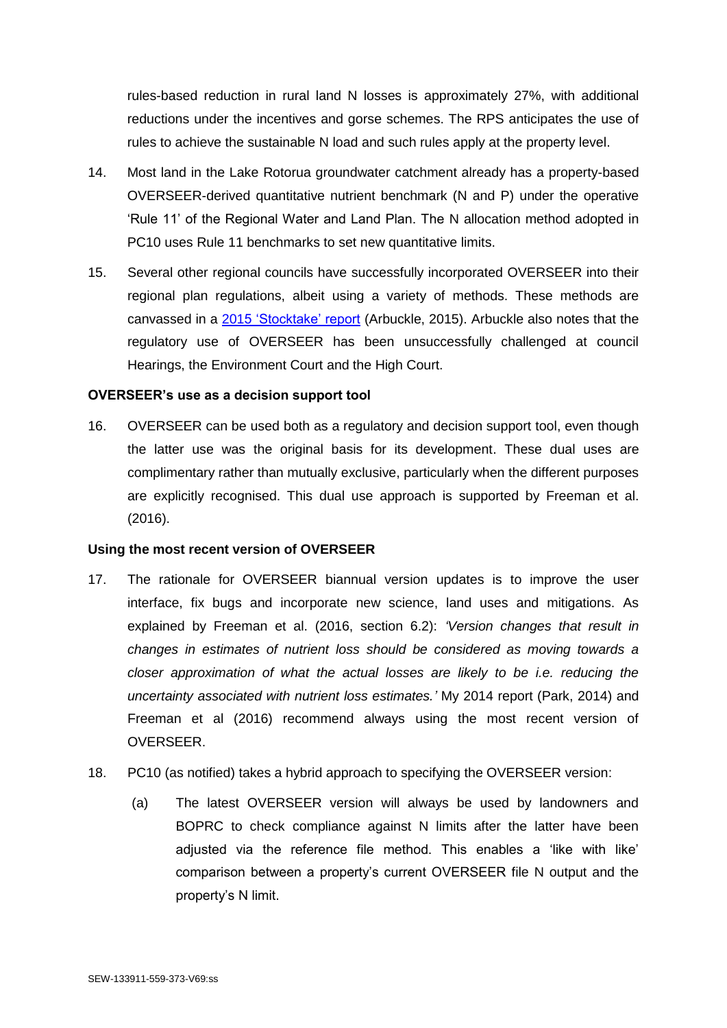rules-based reduction in rural land N losses is approximately 27%, with additional reductions under the incentives and gorse schemes. The RPS anticipates the use of rules to achieve the sustainable N load and such rules apply at the property level.

14. Most land in the Lake Rotorua groundwater catchment already has a property-based OVERSEER-derived quantitative nutrient benchmark (N and P) under the operative 'Rule 11' of the Regional Water and Land Plan. The N allocation method adopted in PC10 uses Rule 11 benchmarks to set new quantitative limits.

15. Several other regional councils have successfully incorporated OVERSEER into their regional plan regulations, albeit using a variety of methods. These methods are canvassed in a 2015 'Stocktake' report (Arbuckle, 2015). Arbuckle also notes that the regulatory use of OVERSEER has been unsuccessfully challenged at council Hearings, the Environment Court and the High Court.

**OVERSEER's use as a decision support tool**

16. OVERSEER can be used both as a regulatory and decision support tool, even though the latter use was the original basis for its development. These dual uses are complimentary rather than mutually exclusive, particularly when the different purposes are explicitly recognised. This dual use approach is supported by Freeman et al. (2016).

**Using the most recent version of OVERSEER**

17. The rationale for OVERSEER biannual version updates is to improve the user interface, fix bugs and incorporate new science, land uses and mitigations. As explained by Freeman et al. (2016, section 6.2): *'Version changes that result in changes in estimates of nutrient loss should be considered as moving towards a closer approximation of what the actual losses are likely to be i.e. reducing the uncertainty associated with nutrient loss estimates.'* My 2014 report (Park, 2014) and Freeman et al (2016) recommend always using the most recent version of OVERSEER.

18. PC10 (as notified) takes a hybrid approach to specifying the OVERSEER version:

    (a) The latest OVERSEER version will always be used by landowners and BOPRC to check compliance against N limits after the latter have been adjusted via the reference file method. This enables a 'like with like' comparison between a property's current OVERSEER file N output and the property's N limit.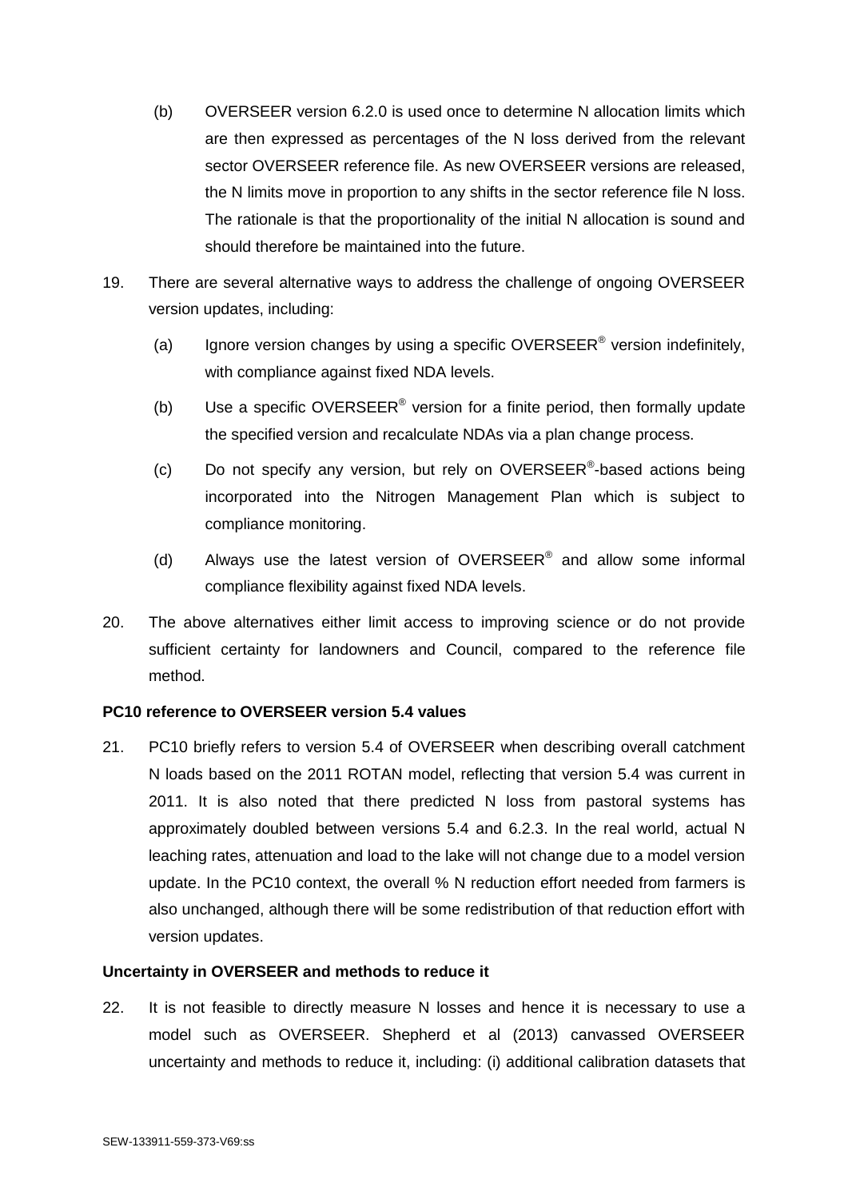(b) OVERSEER version 6.2.0 is used once to determine N allocation limits which are then expressed as percentages of the N loss derived from the relevant sector OVERSEER reference file. As new OVERSEER versions are released, the N limits move in proportion to any shifts in the sector reference file N loss. The rationale is that the proportionality of the initial N allocation is sound and should therefore be maintained into the future.

19. There are several alternative ways to address the challenge of ongoing OVERSEER version updates, including:

   (a) Ignore version changes by using a specific OVERSEER® version indefinitely, with compliance against fixed NDA levels.

   (b) Use a specific OVERSEER® version for a finite period, then formally update the specified version and recalculate NDAs via a plan change process.

   (c) Do not specify any version, but rely on OVERSEER®-based actions being incorporated into the Nitrogen Management Plan which is subject to compliance monitoring.

   (d) Always use the latest version of OVERSEER® and allow some informal compliance flexibility against fixed NDA levels.

20. The above alternatives either limit access to improving science or do not provide sufficient certainty for landowners and Council, compared to the reference file method.

**PC10 reference to OVERSEER version 5.4 values**

21. PC10 briefly refers to version 5.4 of OVERSEER when describing overall catchment N loads based on the 2011 ROTAN model, reflecting that version 5.4 was current in 2011. It is also noted that there predicted N loss from pastoral systems has approximately doubled between versions 5.4 and 6.2.3. In the real world, actual N leaching rates, attenuation and load to the lake will not change due to a model version update. In the PC10 context, the overall % N reduction effort needed from farmers is also unchanged, although there will be some redistribution of that reduction effort with version updates.

**Uncertainty in OVERSEER and methods to reduce it**

22. It is not feasible to directly measure N losses and hence it is necessary to use a model such as OVERSEER. Shepherd et al (2013) canvassed OVERSEER uncertainty and methods to reduce it, including: (i) additional calibration datasets that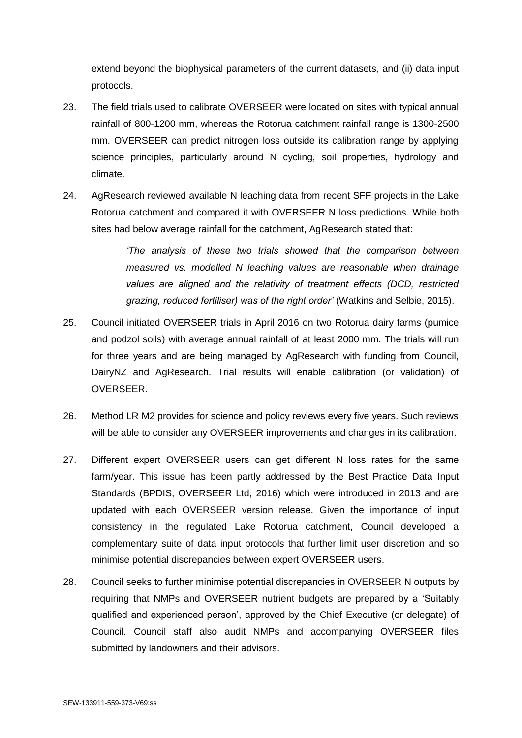extend beyond the biophysical parameters of the current datasets, and (ii) data input protocols.

23. The field trials used to calibrate OVERSEER were located on sites with typical annual rainfall of 800-1200 mm, whereas the Rotorua catchment rainfall range is 1300-2500 mm. OVERSEER can predict nitrogen loss outside its calibration range by applying science principles, particularly around N cycling, soil properties, hydrology and climate.

24. AgResearch reviewed available N leaching data from recent SFF projects in the Lake Rotorua catchment and compared it with OVERSEER N loss predictions. While both sites had below average rainfall for the catchment, AgResearch stated that:

    > *'The analysis of these two trials showed that the comparison between measured vs. modelled N leaching values are reasonable when drainage values are aligned and the relativity of treatment effects (DCD, restricted grazing, reduced fertiliser) was of the right order'* (Watkins and Selbie, 2015).

25. Council initiated OVERSEER trials in April 2016 on two Rotorua dairy farms (pumice and podzol soils) with average annual rainfall of at least 2000 mm. The trials will run for three years and are being managed by AgResearch with funding from Council, DairyNZ and AgResearch. Trial results will enable calibration (or validation) of OVERSEER.

26. Method LR M2 provides for science and policy reviews every five years. Such reviews will be able to consider any OVERSEER improvements and changes in its calibration.

27. Different expert OVERSEER users can get different N loss rates for the same farm/year. This issue has been partly addressed by the Best Practice Data Input Standards (BPDIS, OVERSEER Ltd, 2016) which were introduced in 2013 and are updated with each OVERSEER version release. Given the importance of input consistency in the regulated Lake Rotorua catchment, Council developed a complementary suite of data input protocols that further limit user discretion and so minimise potential discrepancies between expert OVERSEER users.

28. Council seeks to further minimise potential discrepancies in OVERSEER N outputs by requiring that NMPs and OVERSEER nutrient budgets are prepared by a 'Suitably qualified and experienced person', approved by the Chief Executive (or delegate) of Council. Council staff also audit NMPs and accompanying OVERSEER files submitted by landowners and their advisors.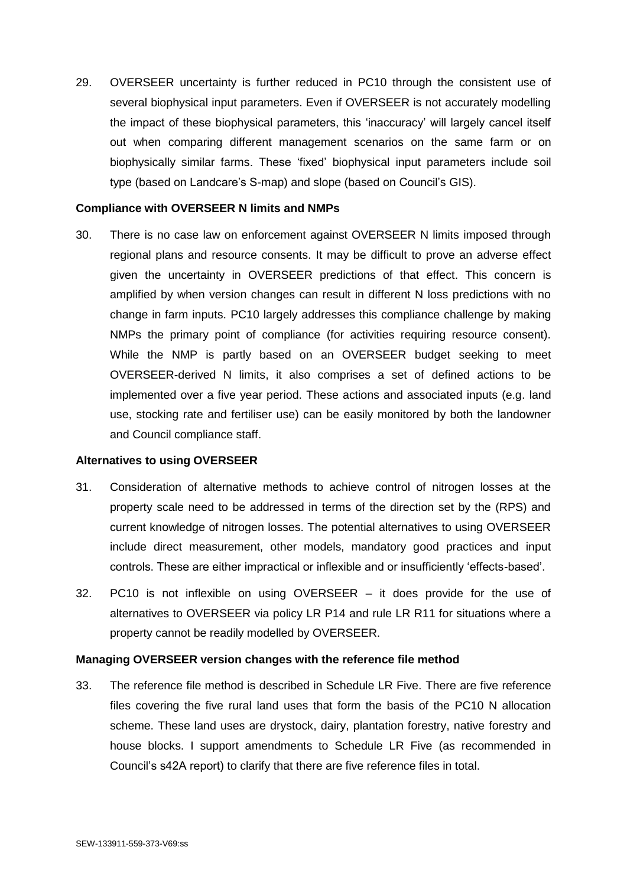29. OVERSEER uncertainty is further reduced in PC10 through the consistent use of several biophysical input parameters. Even if OVERSEER is not accurately modelling the impact of these biophysical parameters, this 'inaccuracy' will largely cancel itself out when comparing different management scenarios on the same farm or on biophysically similar farms. These 'fixed' biophysical input parameters include soil type (based on Landcare's S-map) and slope (based on Council's GIS).

**Compliance with OVERSEER N limits and NMPs**

30. There is no case law on enforcement against OVERSEER N limits imposed through regional plans and resource consents. It may be difficult to prove an adverse effect given the uncertainty in OVERSEER predictions of that effect. This concern is amplified by when version changes can result in different N loss predictions with no change in farm inputs. PC10 largely addresses this compliance challenge by making NMPs the primary point of compliance (for activities requiring resource consent). While the NMP is partly based on an OVERSEER budget seeking to meet OVERSEER-derived N limits, it also comprises a set of defined actions to be implemented over a five year period. These actions and associated inputs (e.g. land use, stocking rate and fertiliser use) can be easily monitored by both the landowner and Council compliance staff.

**Alternatives to using OVERSEER**

31. Consideration of alternative methods to achieve control of nitrogen losses at the property scale need to be addressed in terms of the direction set by the (RPS) and current knowledge of nitrogen losses. The potential alternatives to using OVERSEER include direct measurement, other models, mandatory good practices and input controls. These are either impractical or inflexible and or insufficiently 'effects-based'.

32. PC10 is not inflexible on using OVERSEER – it does provide for the use of alternatives to OVERSEER via policy LR P14 and rule LR R11 for situations where a property cannot be readily modelled by OVERSEER.

**Managing OVERSEER version changes with the reference file method**

33. The reference file method is described in Schedule LR Five. There are five reference files covering the five rural land uses that form the basis of the PC10 N allocation scheme. These land uses are drystock, dairy, plantation forestry, native forestry and house blocks. I support amendments to Schedule LR Five (as recommended in Council's s42A report) to clarify that there are five reference files in total.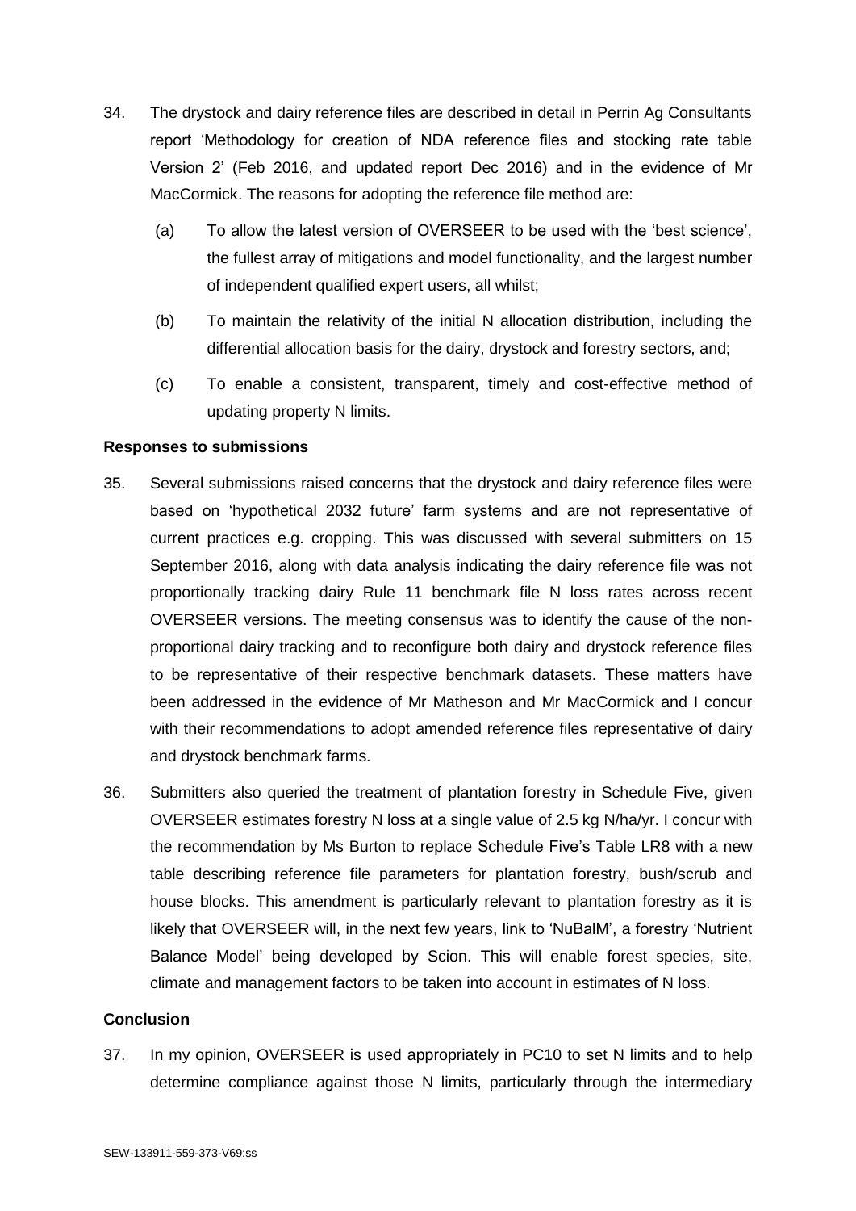34. The drystock and dairy reference files are described in detail in Perrin Ag Consultants report 'Methodology for creation of NDA reference files and stocking rate table Version 2' (Feb 2016, and updated report Dec 2016) and in the evidence of Mr MacCormick. The reasons for adopting the reference file method are:

    (a) To allow the latest version of OVERSEER to be used with the 'best science', the fullest array of mitigations and model functionality, and the largest number of independent qualified expert users, all whilst;

    (b) To maintain the relativity of the initial N allocation distribution, including the differential allocation basis for the dairy, drystock and forestry sectors, and;

    (c) To enable a consistent, transparent, timely and cost-effective method of updating property N limits.

**Responses to submissions**

35. Several submissions raised concerns that the drystock and dairy reference files were based on 'hypothetical 2032 future' farm systems and are not representative of current practices e.g. cropping. This was discussed with several submitters on 15 September 2016, along with data analysis indicating the dairy reference file was not proportionally tracking dairy Rule 11 benchmark file N loss rates across recent OVERSEER versions. The meeting consensus was to identify the cause of the non-proportional dairy tracking and to reconfigure both dairy and drystock reference files to be representative of their respective benchmark datasets. These matters have been addressed in the evidence of Mr Matheson and Mr MacCormick and I concur with their recommendations to adopt amended reference files representative of dairy and drystock benchmark farms.

36. Submitters also queried the treatment of plantation forestry in Schedule Five, given OVERSEER estimates forestry N loss at a single value of 2.5 kg N/ha/yr. I concur with the recommendation by Ms Burton to replace Schedule Five's Table LR8 with a new table describing reference file parameters for plantation forestry, bush/scrub and house blocks. This amendment is particularly relevant to plantation forestry as it is likely that OVERSEER will, in the next few years, link to 'NuBalM', a forestry 'Nutrient Balance Model' being developed by Scion. This will enable forest species, site, climate and management factors to be taken into account in estimates of N loss.

**Conclusion**

37. In my opinion, OVERSEER is used appropriately in PC10 to set N limits and to help determine compliance against those N limits, particularly through the intermediary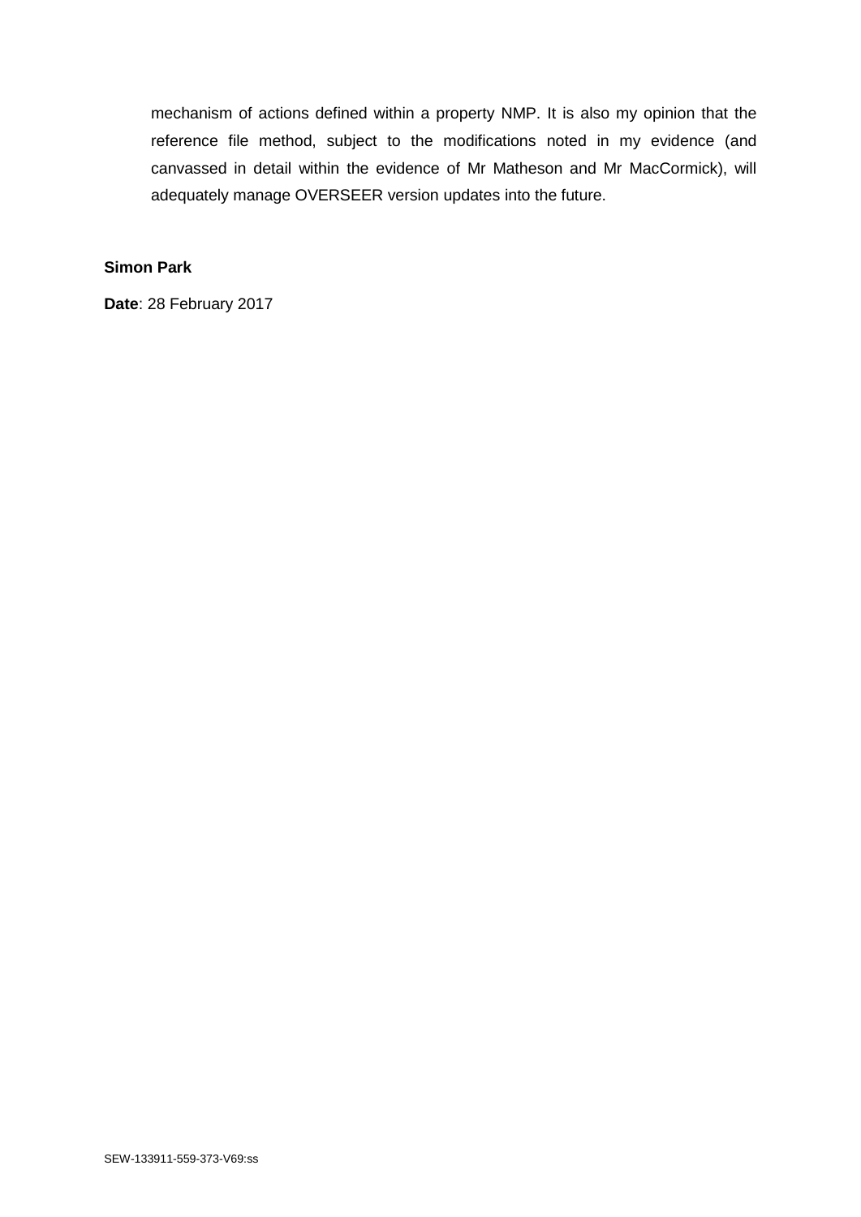mechanism of actions defined within a property NMP. It is also my opinion that the reference file method, subject to the modifications noted in my evidence (and canvassed in detail within the evidence of Mr Matheson and Mr MacCormick), will adequately manage OVERSEER version updates into the future.

**Simon Park**

**Date**: 28 February 2017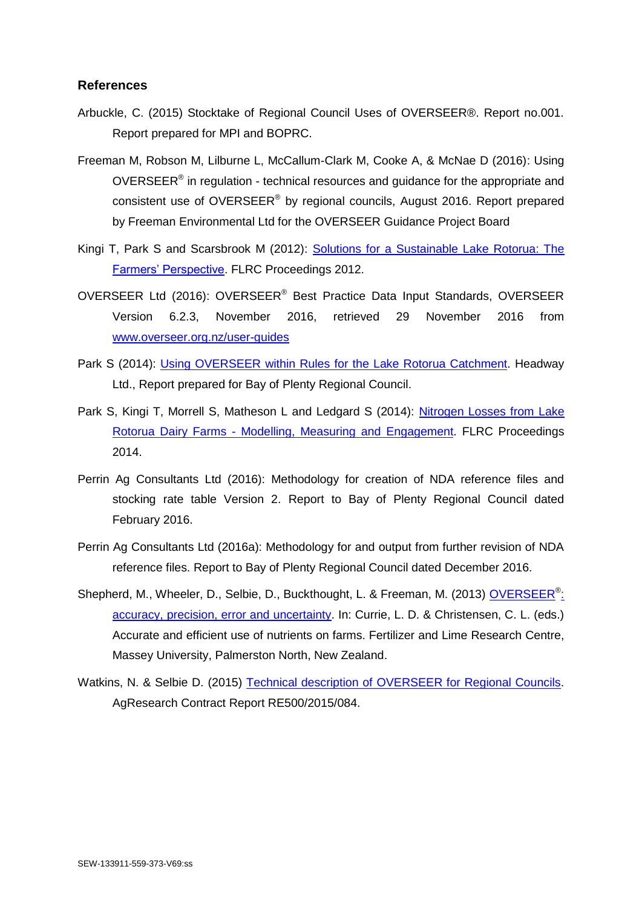### References

Arbuckle, C. (2015) Stocktake of Regional Council Uses of OVERSEER®. Report no.001. Report prepared for MPI and BOPRC.

Freeman M, Robson M, Lilburne L, McCallum-Clark M, Cooke A, & McNae D (2016): Using OVERSEER® in regulation - technical resources and guidance for the appropriate and consistent use of OVERSEER® by regional councils, August 2016. Report prepared by Freeman Environmental Ltd for the OVERSEER Guidance Project Board

Kingi T, Park S and Scarsbrook M (2012): Solutions for a Sustainable Lake Rotorua: The Farmers' Perspective. FLRC Proceedings 2012.

OVERSEER Ltd (2016): OVERSEER® Best Practice Data Input Standards, OVERSEER Version 6.2.3, November 2016, retrieved 29 November 2016 from www.overseer.org.nz/user-guides

Park S (2014): Using OVERSEER within Rules for the Lake Rotorua Catchment. Headway Ltd., Report prepared for Bay of Plenty Regional Council.

Park S, Kingi T, Morrell S, Matheson L and Ledgard S (2014): Nitrogen Losses from Lake Rotorua Dairy Farms - Modelling, Measuring and Engagement. FLRC Proceedings 2014.

Perrin Ag Consultants Ltd (2016): Methodology for creation of NDA reference files and stocking rate table Version 2. Report to Bay of Plenty Regional Council dated February 2016.

Perrin Ag Consultants Ltd (2016a): Methodology for and output from further revision of NDA reference files. Report to Bay of Plenty Regional Council dated December 2016.

Shepherd, M., Wheeler, D., Selbie, D., Buckthought, L. & Freeman, M. (2013) OVERSEER®: accuracy, precision, error and uncertainty. In: Currie, L. D. & Christensen, C. L. (eds.) Accurate and efficient use of nutrients on farms. Fertilizer and Lime Research Centre, Massey University, Palmerston North, New Zealand.

Watkins, N. & Selbie D. (2015) Technical description of OVERSEER for Regional Councils. AgResearch Contract Report RE500/2015/084.

SEW-133911-559-373-V69:ss